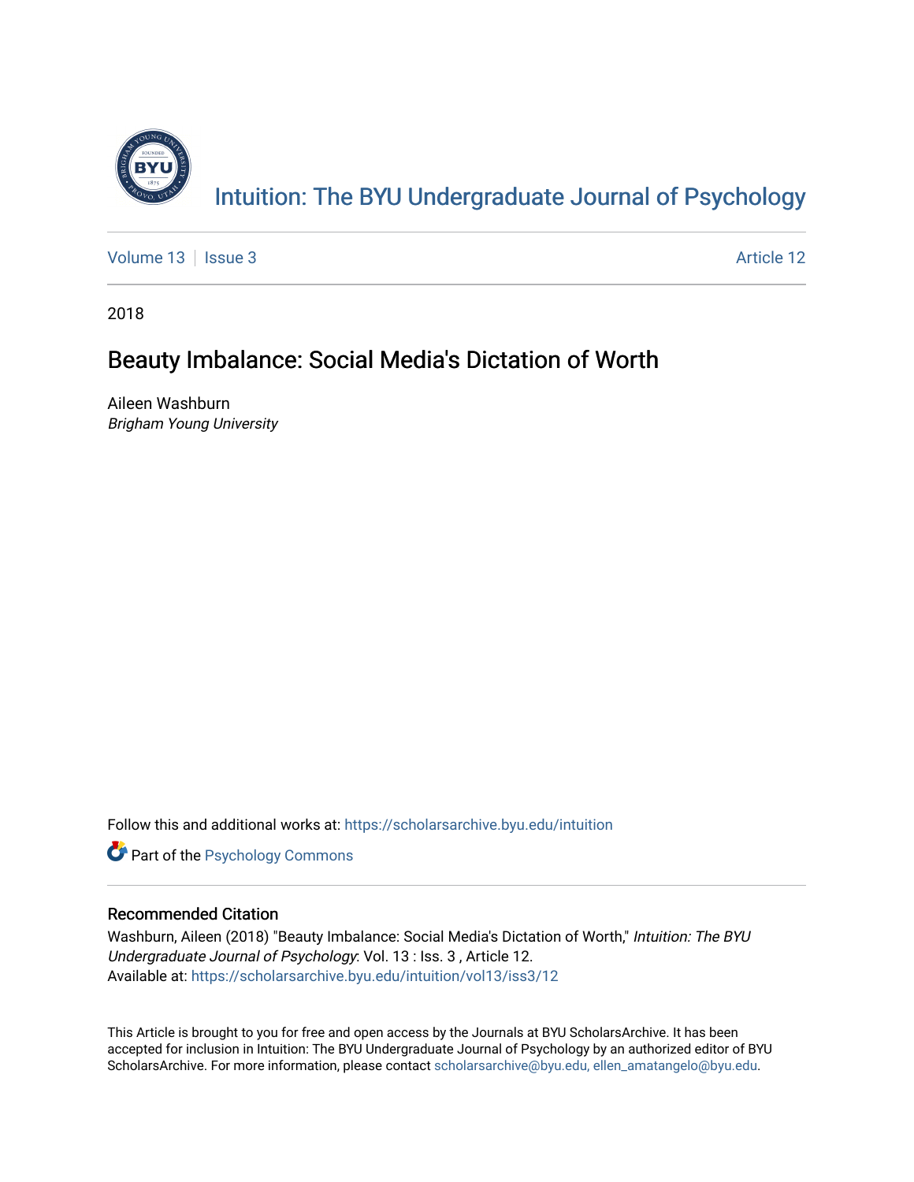# Intuition: The BYU Undergraduate Journal of Psychology

Volume 13 | Issue 3 Article 12

2018

## Beauty Imbalance: Social Media's Dictation of Worth

Aileen Washburn
*Brigham Young University*

Follow this and additional works at: https://scholarsarchive.byu.edu/intuition

Part of the Psychology Commons

### Recommended Citation

Washburn, Aileen (2018) "Beauty Imbalance: Social Media's Dictation of Worth," *Intuition: The BYU Undergraduate Journal of Psychology*: Vol. 13 : Iss. 3 , Article 12.
Available at: https://scholarsarchive.byu.edu/intuition/vol13/iss3/12

This Article is brought to you for free and open access by the Journals at BYU ScholarsArchive. It has been accepted for inclusion in Intuition: The BYU Undergraduate Journal of Psychology by an authorized editor of BYU ScholarsArchive. For more information, please contact scholarsarchive@byu.edu, ellen_amatangelo@byu.edu.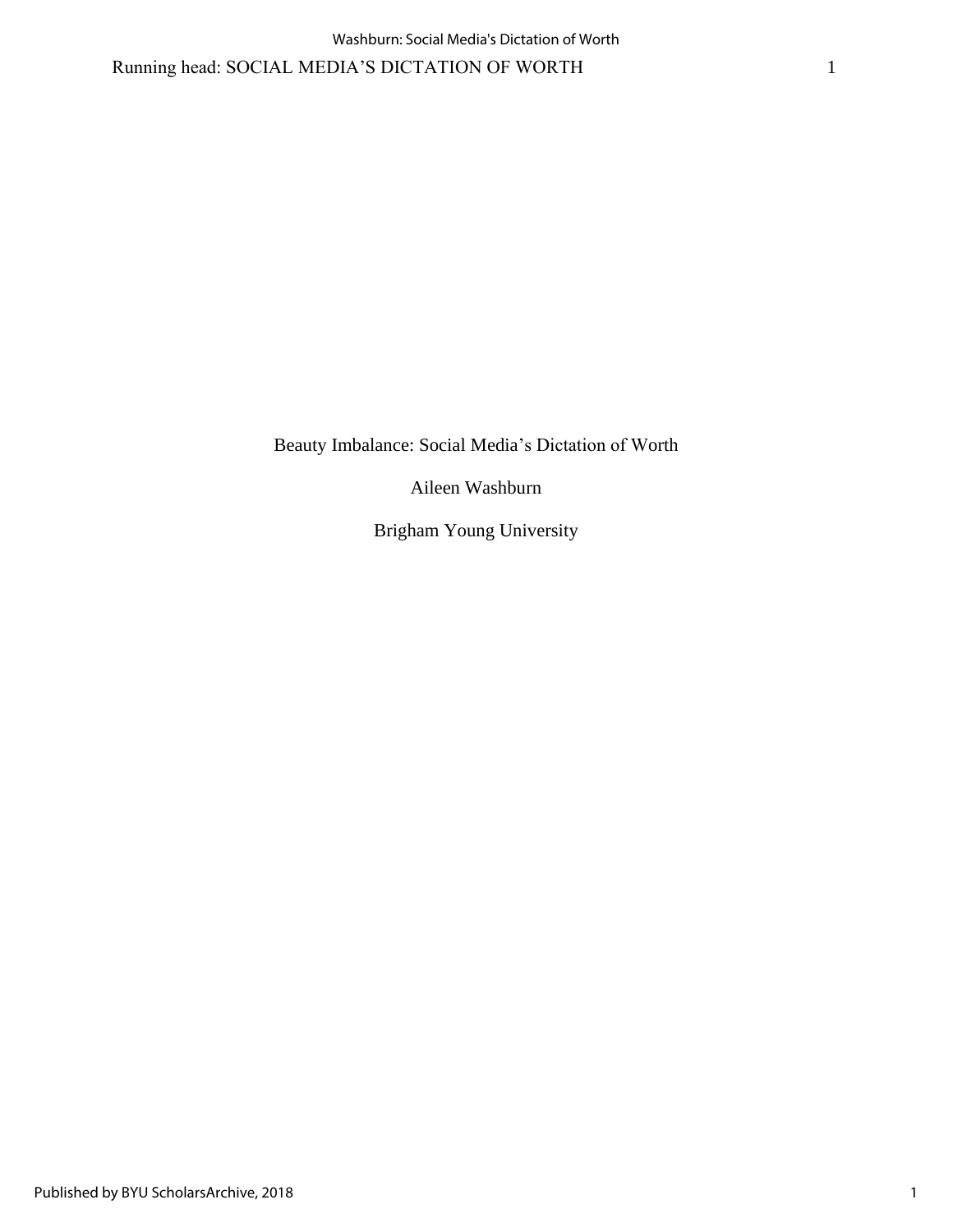Beauty Imbalance: Social Media's Dictation of Worth

Aileen Washburn

Brigham Young University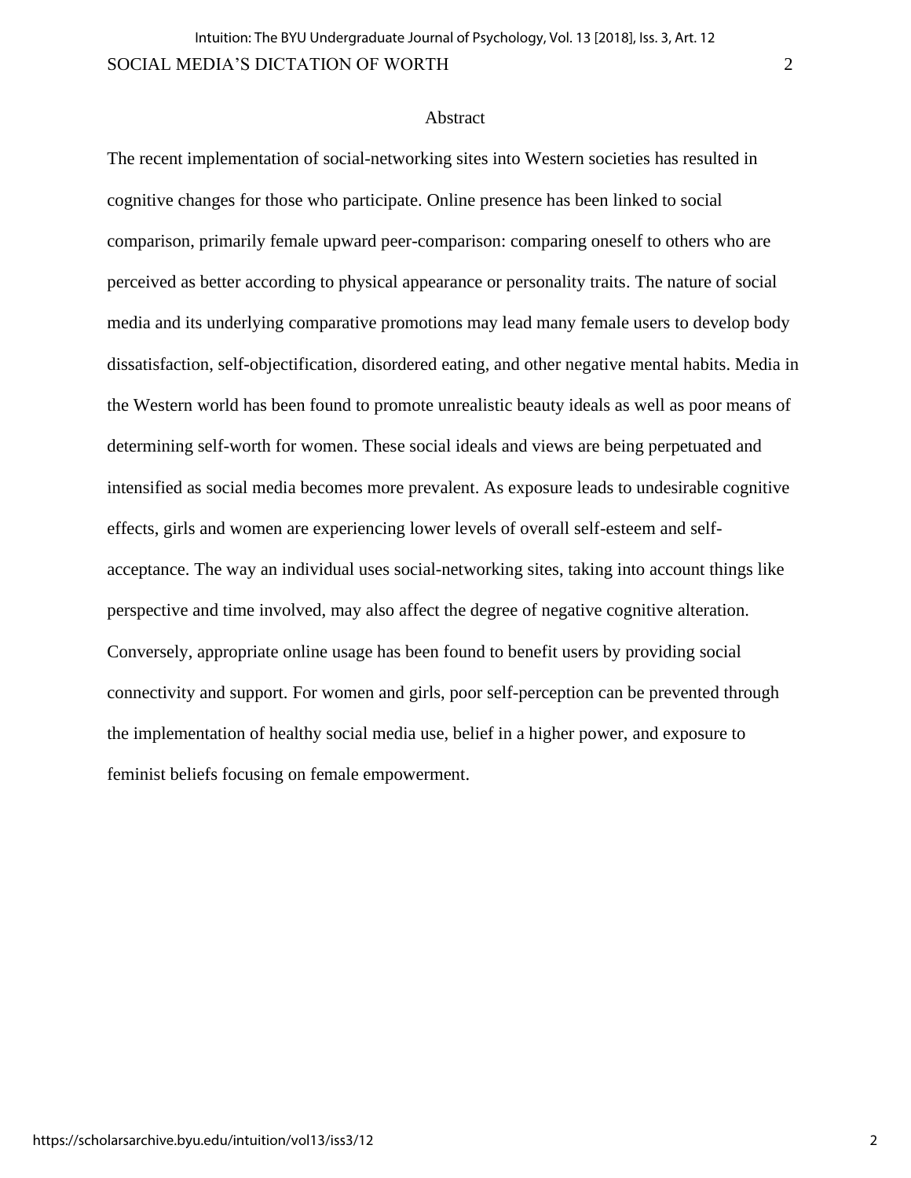# Abstract

The recent implementation of social-networking sites into Western societies has resulted in cognitive changes for those who participate. Online presence has been linked to social comparison, primarily female upward peer-comparison: comparing oneself to others who are perceived as better according to physical appearance or personality traits. The nature of social media and its underlying comparative promotions may lead many female users to develop body dissatisfaction, self-objectification, disordered eating, and other negative mental habits. Media in the Western world has been found to promote unrealistic beauty ideals as well as poor means of determining self-worth for women. These social ideals and views are being perpetuated and intensified as social media becomes more prevalent. As exposure leads to undesirable cognitive effects, girls and women are experiencing lower levels of overall self-esteem and self-acceptance. The way an individual uses social-networking sites, taking into account things like perspective and time involved, may also affect the degree of negative cognitive alteration. Conversely, appropriate online usage has been found to benefit users by providing social connectivity and support. For women and girls, poor self-perception can be prevented through the implementation of healthy social media use, belief in a higher power, and exposure to feminist beliefs focusing on female empowerment.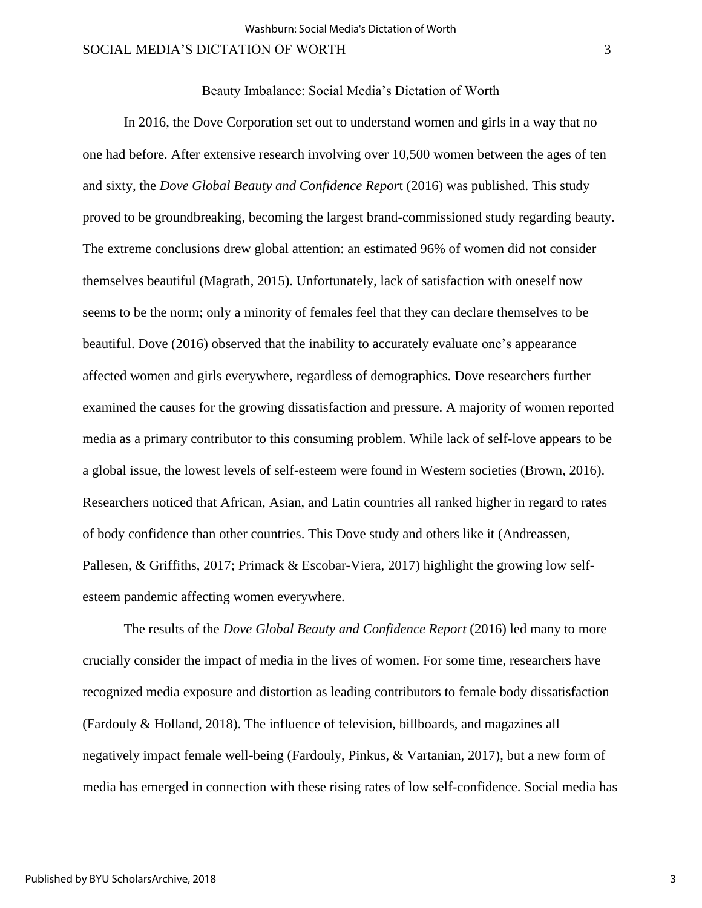# Beauty Imbalance: Social Media's Dictation of Worth

In 2016, the Dove Corporation set out to understand women and girls in a way that no one had before. After extensive research involving over 10,500 women between the ages of ten and sixty, the *Dove Global Beauty and Confidence Report* (2016) was published. This study proved to be groundbreaking, becoming the largest brand-commissioned study regarding beauty. The extreme conclusions drew global attention: an estimated 96% of women did not consider themselves beautiful (Magrath, 2015). Unfortunately, lack of satisfaction with oneself now seems to be the norm; only a minority of females feel that they can declare themselves to be beautiful. Dove (2016) observed that the inability to accurately evaluate one's appearance affected women and girls everywhere, regardless of demographics. Dove researchers further examined the causes for the growing dissatisfaction and pressure. A majority of women reported media as a primary contributor to this consuming problem. While lack of self-love appears to be a global issue, the lowest levels of self-esteem were found in Western societies (Brown, 2016). Researchers noticed that African, Asian, and Latin countries all ranked higher in regard to rates of body confidence than other countries. This Dove study and others like it (Andreassen, Pallesen, & Griffiths, 2017; Primack & Escobar-Viera, 2017) highlight the growing low self-esteem pandemic affecting women everywhere.

The results of the *Dove Global Beauty and Confidence Report* (2016) led many to more crucially consider the impact of media in the lives of women. For some time, researchers have recognized media exposure and distortion as leading contributors to female body dissatisfaction (Fardouly & Holland, 2018). The influence of television, billboards, and magazines all negatively impact female well-being (Fardouly, Pinkus, & Vartanian, 2017), but a new form of media has emerged in connection with these rising rates of low self-confidence. Social media has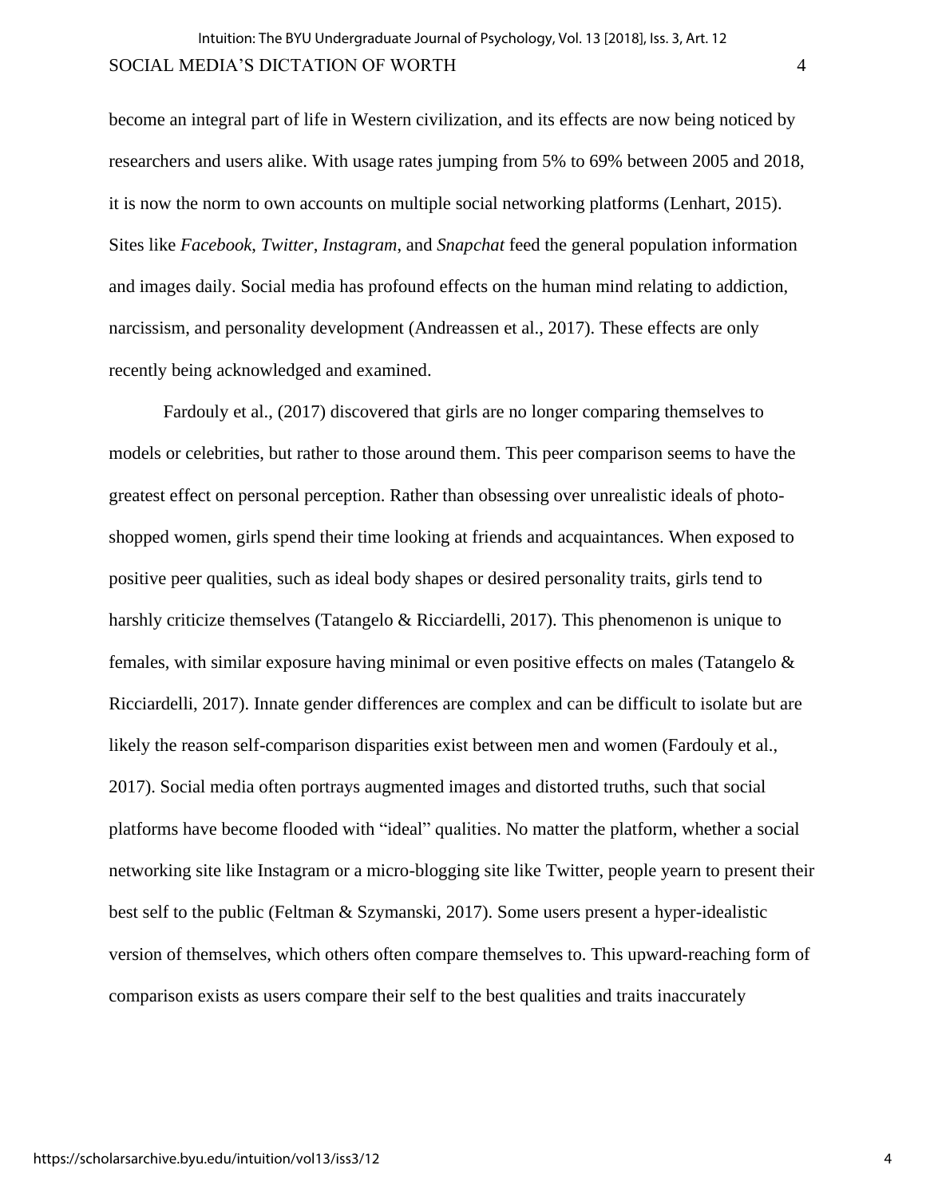become an integral part of life in Western civilization, and its effects are now being noticed by researchers and users alike. With usage rates jumping from 5% to 69% between 2005 and 2018, it is now the norm to own accounts on multiple social networking platforms (Lenhart, 2015). Sites like *Facebook*, *Twitter*, *Instagram*, and *Snapchat* feed the general population information and images daily. Social media has profound effects on the human mind relating to addiction, narcissism, and personality development (Andreassen et al., 2017). These effects are only recently being acknowledged and examined.

Fardouly et al., (2017) discovered that girls are no longer comparing themselves to models or celebrities, but rather to those around them. This peer comparison seems to have the greatest effect on personal perception. Rather than obsessing over unrealistic ideals of photo-shopped women, girls spend their time looking at friends and acquaintances. When exposed to positive peer qualities, such as ideal body shapes or desired personality traits, girls tend to harshly criticize themselves (Tatangelo & Ricciardelli, 2017). This phenomenon is unique to females, with similar exposure having minimal or even positive effects on males (Tatangelo & Ricciardelli, 2017). Innate gender differences are complex and can be difficult to isolate but are likely the reason self-comparison disparities exist between men and women (Fardouly et al., 2017). Social media often portrays augmented images and distorted truths, such that social platforms have become flooded with "ideal" qualities. No matter the platform, whether a social networking site like Instagram or a micro-blogging site like Twitter, people yearn to present their best self to the public (Feltman & Szymanski, 2017). Some users present a hyper-idealistic version of themselves, which others often compare themselves to. This upward-reaching form of comparison exists as users compare their self to the best qualities and traits inaccurately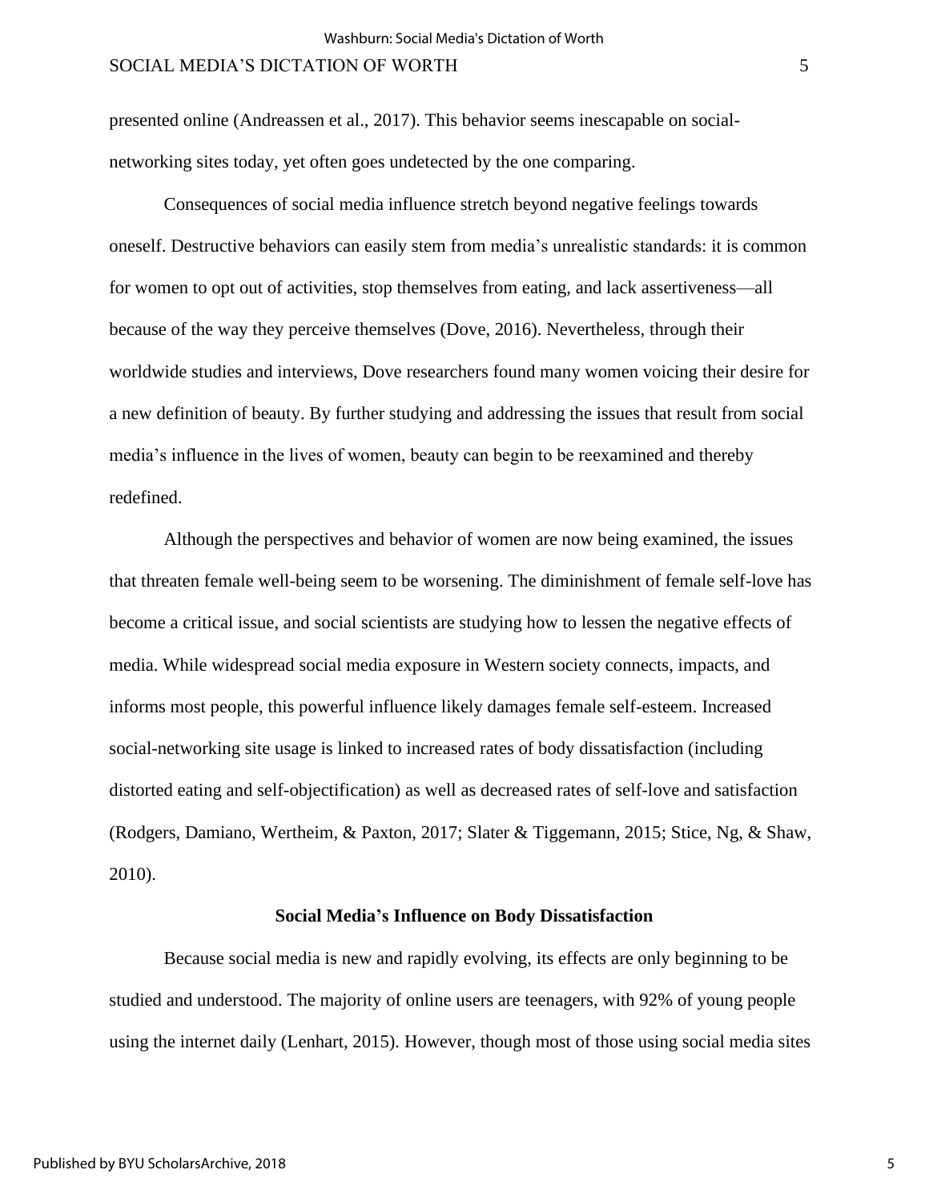presented online (Andreassen et al., 2017). This behavior seems inescapable on social-networking sites today, yet often goes undetected by the one comparing.

Consequences of social media influence stretch beyond negative feelings towards oneself. Destructive behaviors can easily stem from media's unrealistic standards: it is common for women to opt out of activities, stop themselves from eating, and lack assertiveness—all because of the way they perceive themselves (Dove, 2016). Nevertheless, through their worldwide studies and interviews, Dove researchers found many women voicing their desire for a new definition of beauty. By further studying and addressing the issues that result from social media's influence in the lives of women, beauty can begin to be reexamined and thereby redefined.

Although the perspectives and behavior of women are now being examined, the issues that threaten female well-being seem to be worsening. The diminishment of female self-love has become a critical issue, and social scientists are studying how to lessen the negative effects of media. While widespread social media exposure in Western society connects, impacts, and informs most people, this powerful influence likely damages female self-esteem. Increased social-networking site usage is linked to increased rates of body dissatisfaction (including distorted eating and self-objectification) as well as decreased rates of self-love and satisfaction (Rodgers, Damiano, Wertheim, & Paxton, 2017; Slater & Tiggemann, 2015; Stice, Ng, & Shaw, 2010).

## Social Media's Influence on Body Dissatisfaction

Because social media is new and rapidly evolving, its effects are only beginning to be studied and understood. The majority of online users are teenagers, with 92% of young people using the internet daily (Lenhart, 2015). However, though most of those using social media sites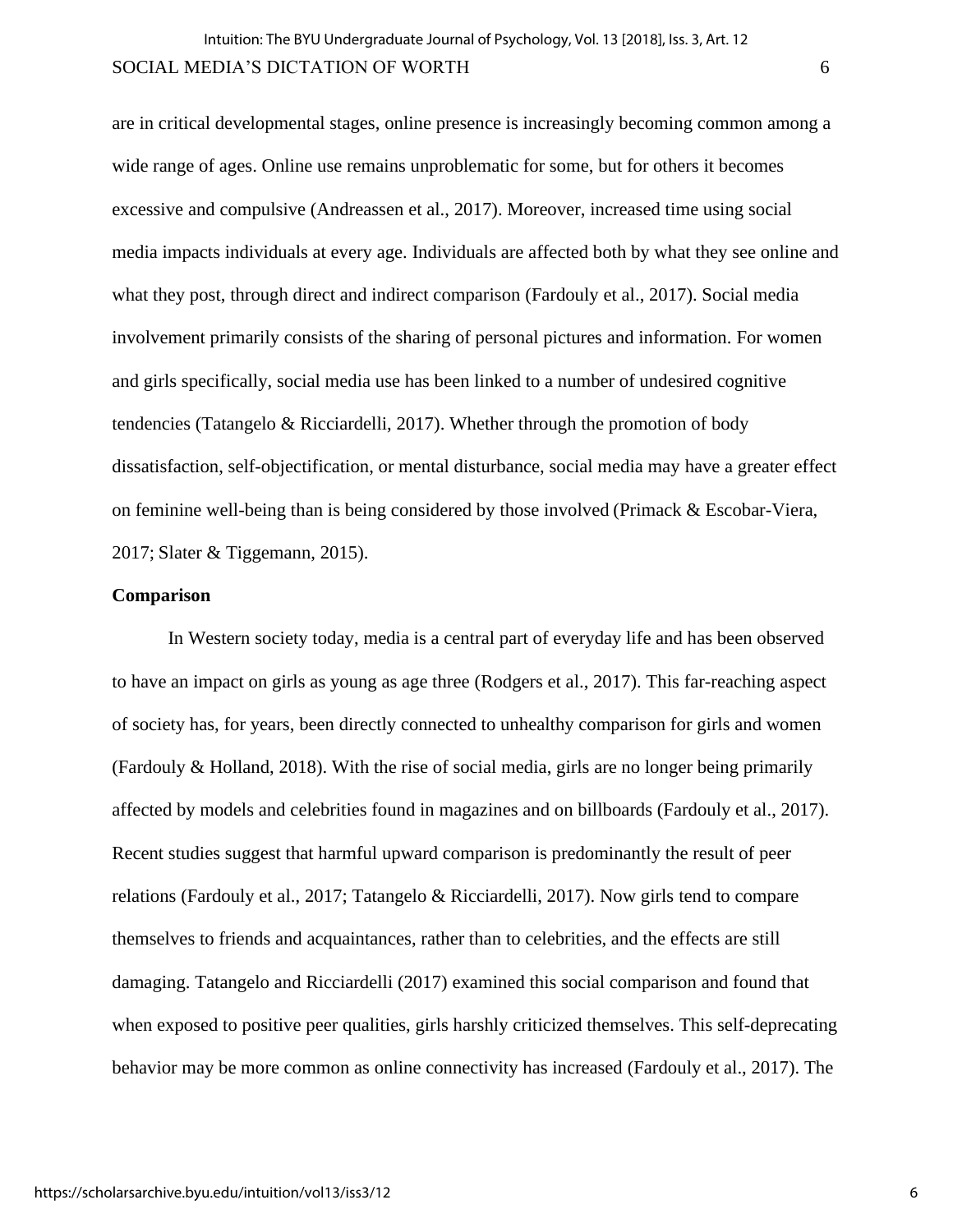are in critical developmental stages, online presence is increasingly becoming common among a wide range of ages. Online use remains unproblematic for some, but for others it becomes excessive and compulsive (Andreassen et al., 2017). Moreover, increased time using social media impacts individuals at every age. Individuals are affected both by what they see online and what they post, through direct and indirect comparison (Fardouly et al., 2017). Social media involvement primarily consists of the sharing of personal pictures and information. For women and girls specifically, social media use has been linked to a number of undesired cognitive tendencies (Tatangelo & Ricciardelli, 2017). Whether through the promotion of body dissatisfaction, self-objectification, or mental disturbance, social media may have a greater effect on feminine well-being than is being considered by those involved (Primack & Escobar-Viera, 2017; Slater & Tiggemann, 2015).

**Comparison**

In Western society today, media is a central part of everyday life and has been observed to have an impact on girls as young as age three (Rodgers et al., 2017). This far-reaching aspect of society has, for years, been directly connected to unhealthy comparison for girls and women (Fardouly & Holland, 2018). With the rise of social media, girls are no longer being primarily affected by models and celebrities found in magazines and on billboards (Fardouly et al., 2017). Recent studies suggest that harmful upward comparison is predominantly the result of peer relations (Fardouly et al., 2017; Tatangelo & Ricciardelli, 2017). Now girls tend to compare themselves to friends and acquaintances, rather than to celebrities, and the effects are still damaging. Tatangelo and Ricciardelli (2017) examined this social comparison and found that when exposed to positive peer qualities, girls harshly criticized themselves. This self-deprecating behavior may be more common as online connectivity has increased (Fardouly et al., 2017). The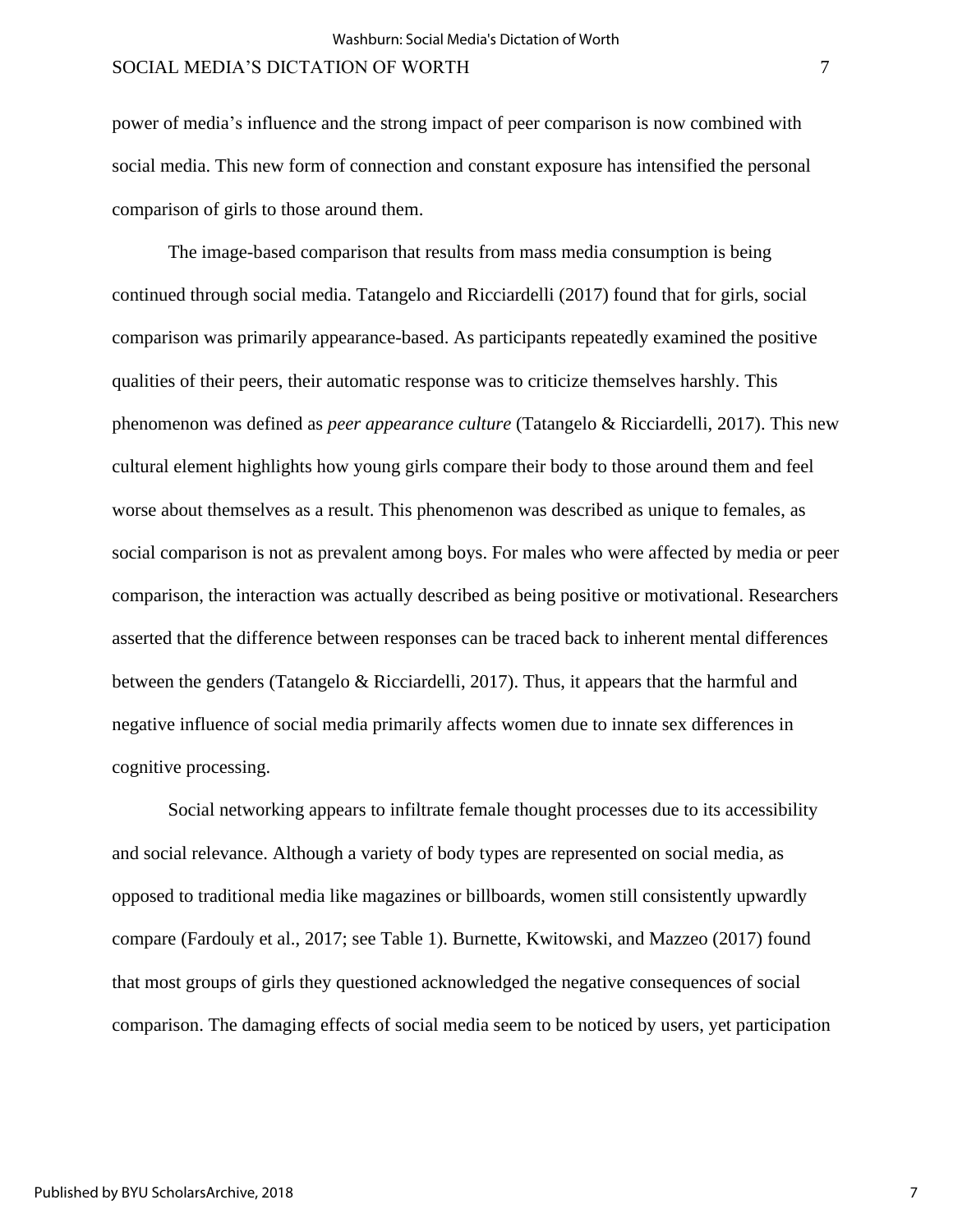power of media's influence and the strong impact of peer comparison is now combined with social media. This new form of connection and constant exposure has intensified the personal comparison of girls to those around them.

The image-based comparison that results from mass media consumption is being continued through social media. Tatangelo and Ricciardelli (2017) found that for girls, social comparison was primarily appearance-based. As participants repeatedly examined the positive qualities of their peers, their automatic response was to criticize themselves harshly. This phenomenon was defined as *peer appearance culture* (Tatangelo & Ricciardelli, 2017). This new cultural element highlights how young girls compare their body to those around them and feel worse about themselves as a result. This phenomenon was described as unique to females, as social comparison is not as prevalent among boys. For males who were affected by media or peer comparison, the interaction was actually described as being positive or motivational. Researchers asserted that the difference between responses can be traced back to inherent mental differences between the genders (Tatangelo & Ricciardelli, 2017). Thus, it appears that the harmful and negative influence of social media primarily affects women due to innate sex differences in cognitive processing.

Social networking appears to infiltrate female thought processes due to its accessibility and social relevance. Although a variety of body types are represented on social media, as opposed to traditional media like magazines or billboards, women still consistently upwardly compare (Fardouly et al., 2017; see Table 1). Burnette, Kwitowski, and Mazzeo (2017) found that most groups of girls they questioned acknowledged the negative consequences of social comparison. The damaging effects of social media seem to be noticed by users, yet participation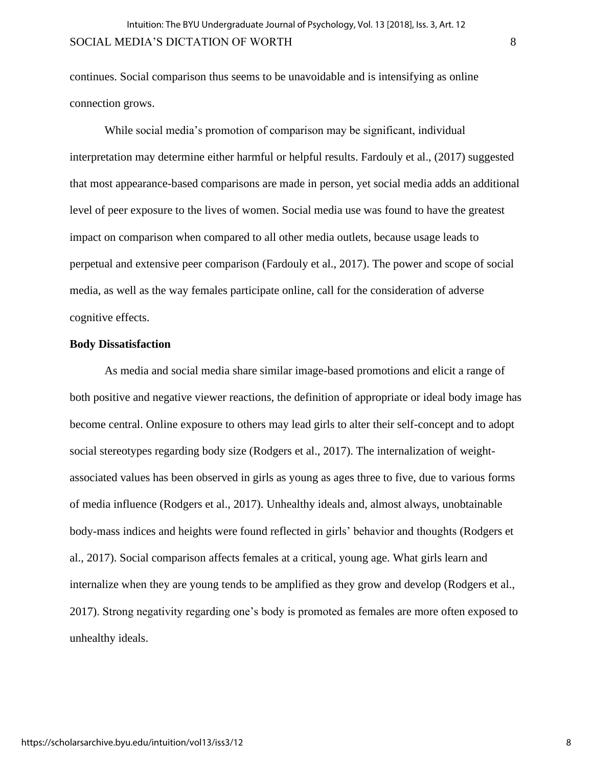continues. Social comparison thus seems to be unavoidable and is intensifying as online connection grows.

While social media's promotion of comparison may be significant, individual interpretation may determine either harmful or helpful results. Fardouly et al., (2017) suggested that most appearance-based comparisons are made in person, yet social media adds an additional level of peer exposure to the lives of women. Social media use was found to have the greatest impact on comparison when compared to all other media outlets, because usage leads to perpetual and extensive peer comparison (Fardouly et al., 2017). The power and scope of social media, as well as the way females participate online, call for the consideration of adverse cognitive effects.

**Body Dissatisfaction**

As media and social media share similar image-based promotions and elicit a range of both positive and negative viewer reactions, the definition of appropriate or ideal body image has become central. Online exposure to others may lead girls to alter their self-concept and to adopt social stereotypes regarding body size (Rodgers et al., 2017). The internalization of weight-associated values has been observed in girls as young as ages three to five, due to various forms of media influence (Rodgers et al., 2017). Unhealthy ideals and, almost always, unobtainable body-mass indices and heights were found reflected in girls' behavior and thoughts (Rodgers et al., 2017). Social comparison affects females at a critical, young age. What girls learn and internalize when they are young tends to be amplified as they grow and develop (Rodgers et al., 2017). Strong negativity regarding one's body is promoted as females are more often exposed to unhealthy ideals.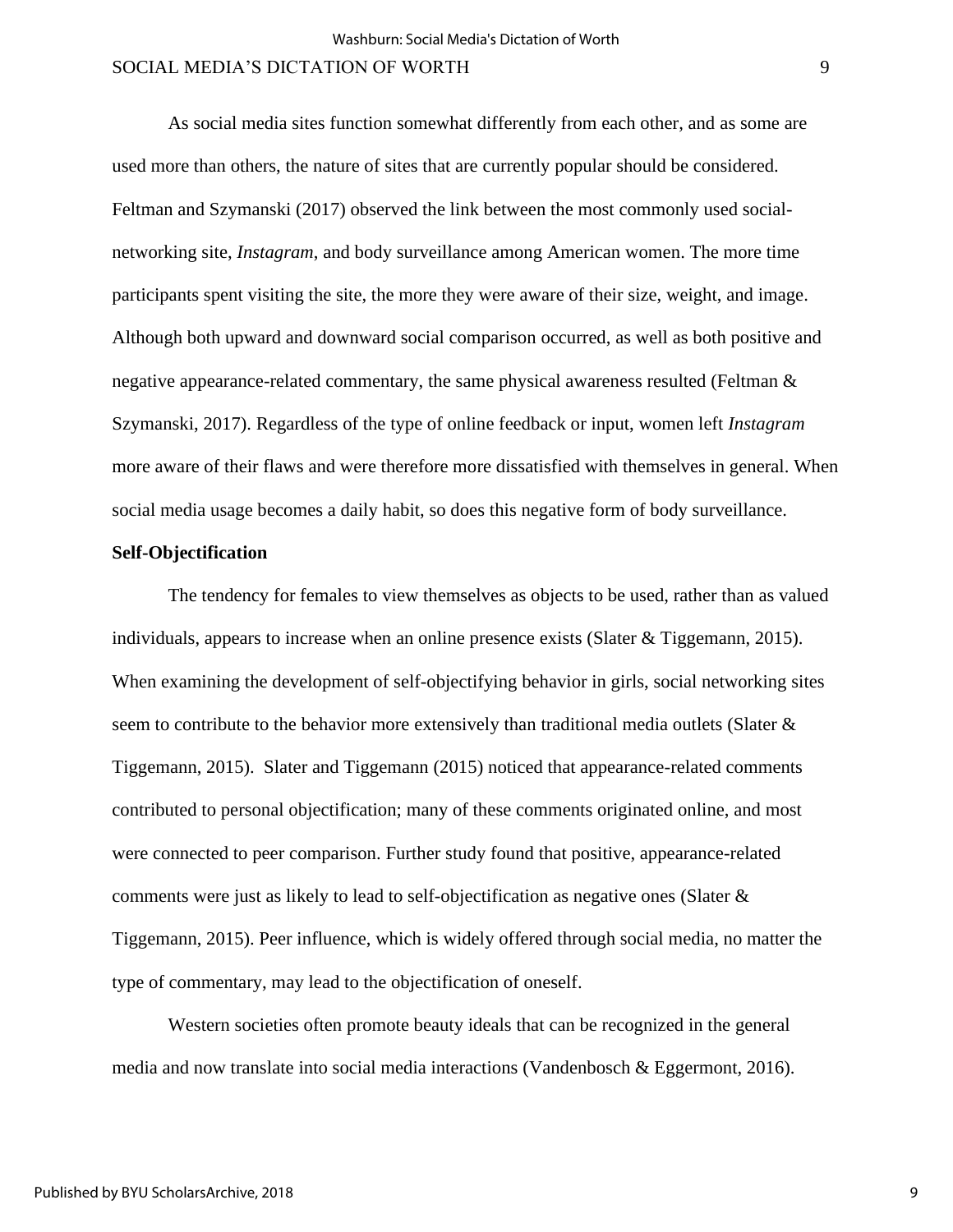As social media sites function somewhat differently from each other, and as some are used more than others, the nature of sites that are currently popular should be considered. Feltman and Szymanski (2017) observed the link between the most commonly used social-networking site, *Instagram*, and body surveillance among American women. The more time participants spent visiting the site, the more they were aware of their size, weight, and image. Although both upward and downward social comparison occurred, as well as both positive and negative appearance-related commentary, the same physical awareness resulted (Feltman & Szymanski, 2017). Regardless of the type of online feedback or input, women left *Instagram* more aware of their flaws and were therefore more dissatisfied with themselves in general. When social media usage becomes a daily habit, so does this negative form of body surveillance.

**Self-Objectification**

The tendency for females to view themselves as objects to be used, rather than as valued individuals, appears to increase when an online presence exists (Slater & Tiggemann, 2015). When examining the development of self-objectifying behavior in girls, social networking sites seem to contribute to the behavior more extensively than traditional media outlets (Slater & Tiggemann, 2015). Slater and Tiggemann (2015) noticed that appearance-related comments contributed to personal objectification; many of these comments originated online, and most were connected to peer comparison. Further study found that positive, appearance-related comments were just as likely to lead to self-objectification as negative ones (Slater & Tiggemann, 2015). Peer influence, which is widely offered through social media, no matter the type of commentary, may lead to the objectification of oneself.

Western societies often promote beauty ideals that can be recognized in the general media and now translate into social media interactions (Vandenbosch & Eggermont, 2016).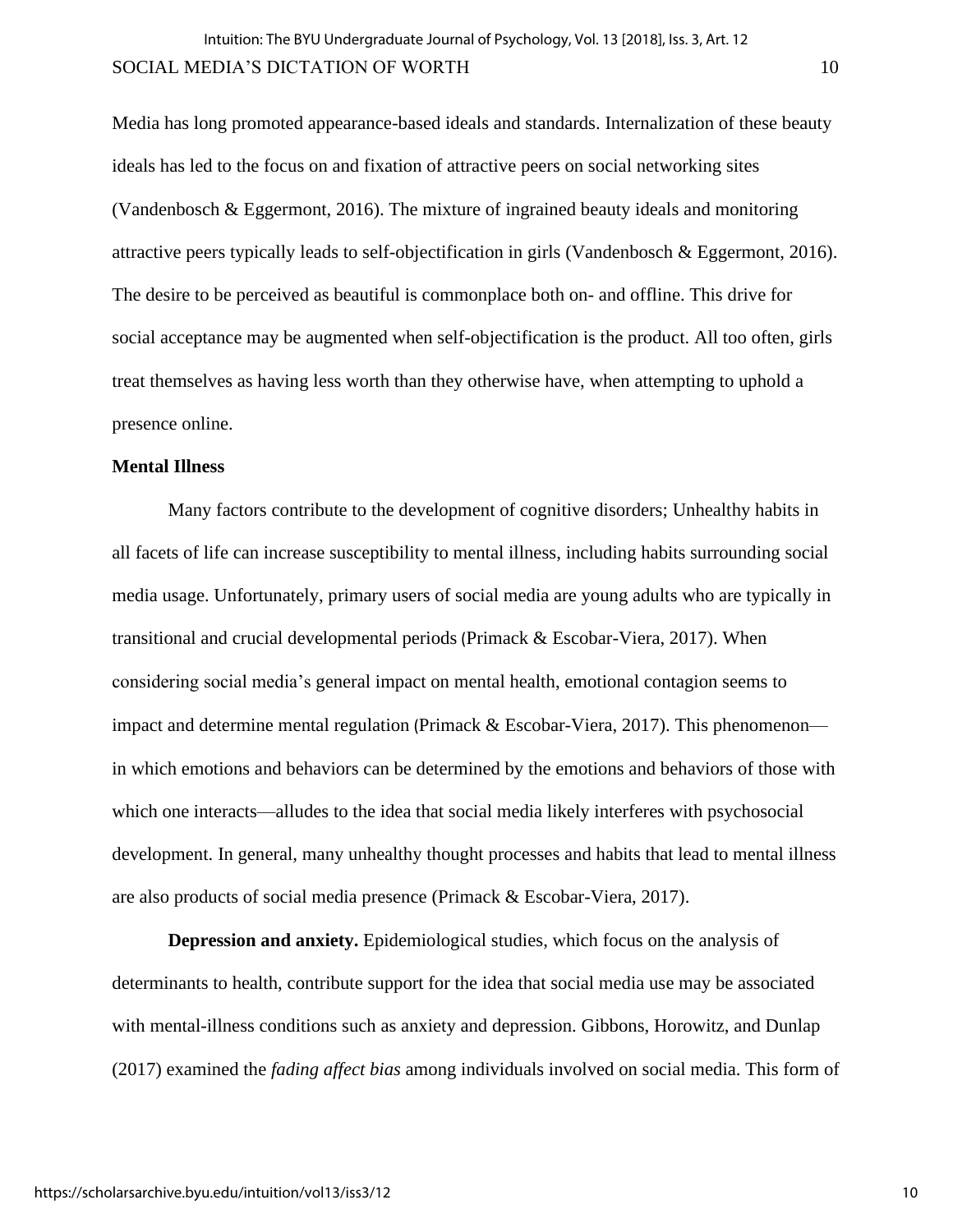Media has long promoted appearance-based ideals and standards. Internalization of these beauty ideals has led to the focus on and fixation of attractive peers on social networking sites (Vandenbosch & Eggermont, 2016). The mixture of ingrained beauty ideals and monitoring attractive peers typically leads to self-objectification in girls (Vandenbosch & Eggermont, 2016). The desire to be perceived as beautiful is commonplace both on- and offline. This drive for social acceptance may be augmented when self-objectification is the product. All too often, girls treat themselves as having less worth than they otherwise have, when attempting to uphold a presence online.

**Mental Illness**

Many factors contribute to the development of cognitive disorders; Unhealthy habits in all facets of life can increase susceptibility to mental illness, including habits surrounding social media usage. Unfortunately, primary users of social media are young adults who are typically in transitional and crucial developmental periods (Primack & Escobar-Viera, 2017). When considering social media's general impact on mental health, emotional contagion seems to impact and determine mental regulation (Primack & Escobar-Viera, 2017). This phenomenon—in which emotions and behaviors can be determined by the emotions and behaviors of those with which one interacts—alludes to the idea that social media likely interferes with psychosocial development. In general, many unhealthy thought processes and habits that lead to mental illness are also products of social media presence (Primack & Escobar-Viera, 2017).

**Depression and anxiety.** Epidemiological studies, which focus on the analysis of determinants to health, contribute support for the idea that social media use may be associated with mental-illness conditions such as anxiety and depression. Gibbons, Horowitz, and Dunlap (2017) examined the *fading affect bias* among individuals involved on social media. This form of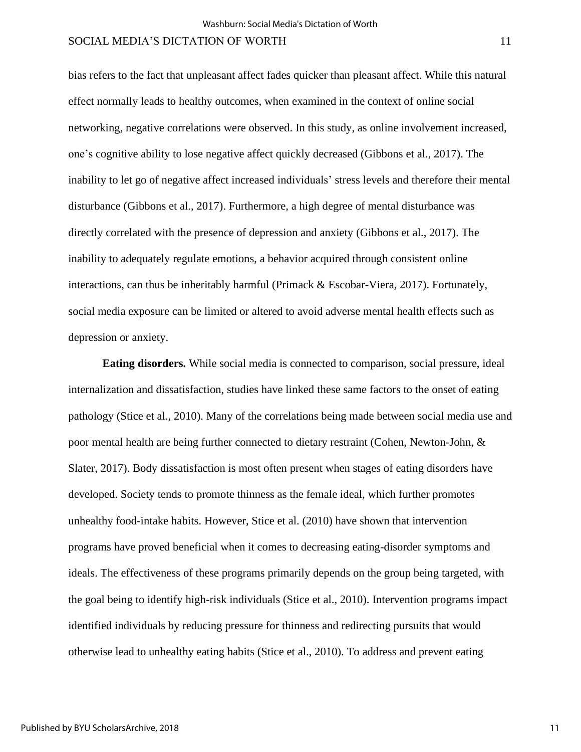bias refers to the fact that unpleasant affect fades quicker than pleasant affect. While this natural effect normally leads to healthy outcomes, when examined in the context of online social networking, negative correlations were observed. In this study, as online involvement increased, one's cognitive ability to lose negative affect quickly decreased (Gibbons et al., 2017). The inability to let go of negative affect increased individuals' stress levels and therefore their mental disturbance (Gibbons et al., 2017). Furthermore, a high degree of mental disturbance was directly correlated with the presence of depression and anxiety (Gibbons et al., 2017). The inability to adequately regulate emotions, a behavior acquired through consistent online interactions, can thus be inheritably harmful (Primack & Escobar-Viera, 2017). Fortunately, social media exposure can be limited or altered to avoid adverse mental health effects such as depression or anxiety.

**Eating disorders.** While social media is connected to comparison, social pressure, ideal internalization and dissatisfaction, studies have linked these same factors to the onset of eating pathology (Stice et al., 2010). Many of the correlations being made between social media use and poor mental health are being further connected to dietary restraint (Cohen, Newton-John, & Slater, 2017). Body dissatisfaction is most often present when stages of eating disorders have developed. Society tends to promote thinness as the female ideal, which further promotes unhealthy food-intake habits. However, Stice et al. (2010) have shown that intervention programs have proved beneficial when it comes to decreasing eating-disorder symptoms and ideals. The effectiveness of these programs primarily depends on the group being targeted, with the goal being to identify high-risk individuals (Stice et al., 2010). Intervention programs impact identified individuals by reducing pressure for thinness and redirecting pursuits that would otherwise lead to unhealthy eating habits (Stice et al., 2010). To address and prevent eating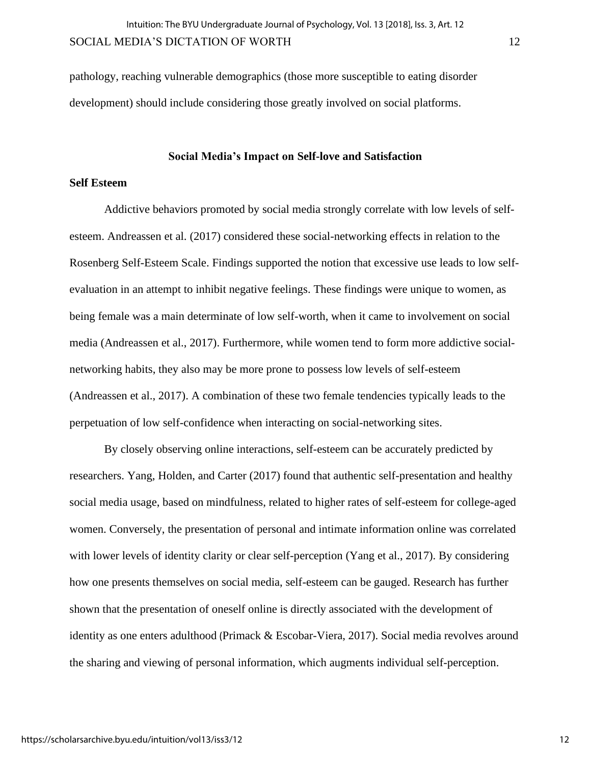pathology, reaching vulnerable demographics (those more susceptible to eating disorder development) should include considering those greatly involved on social platforms.

## Social Media's Impact on Self-love and Satisfaction

### Self Esteem

Addictive behaviors promoted by social media strongly correlate with low levels of self-esteem. Andreassen et al. (2017) considered these social-networking effects in relation to the Rosenberg Self-Esteem Scale. Findings supported the notion that excessive use leads to low self-evaluation in an attempt to inhibit negative feelings. These findings were unique to women, as being female was a main determinate of low self-worth, when it came to involvement on social media (Andreassen et al., 2017). Furthermore, while women tend to form more addictive social-networking habits, they also may be more prone to possess low levels of self-esteem (Andreassen et al., 2017). A combination of these two female tendencies typically leads to the perpetuation of low self-confidence when interacting on social-networking sites.

By closely observing online interactions, self-esteem can be accurately predicted by researchers. Yang, Holden, and Carter (2017) found that authentic self-presentation and healthy social media usage, based on mindfulness, related to higher rates of self-esteem for college-aged women. Conversely, the presentation of personal and intimate information online was correlated with lower levels of identity clarity or clear self-perception (Yang et al., 2017). By considering how one presents themselves on social media, self-esteem can be gauged. Research has further shown that the presentation of oneself online is directly associated with the development of identity as one enters adulthood (Primack & Escobar-Viera, 2017). Social media revolves around the sharing and viewing of personal information, which augments individual self-perception.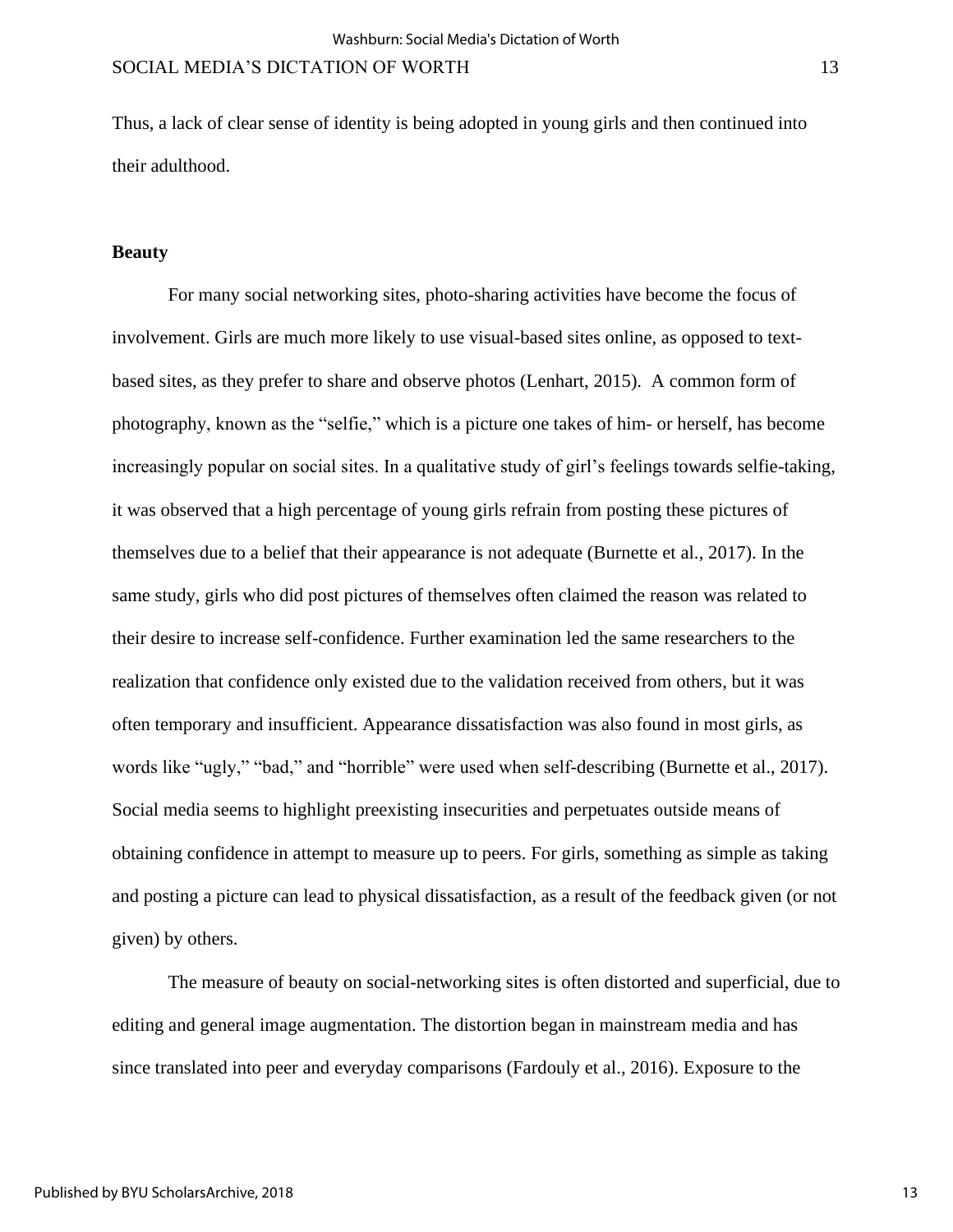Thus, a lack of clear sense of identity is being adopted in young girls and then continued into their adulthood.

**Beauty**

For many social networking sites, photo-sharing activities have become the focus of involvement. Girls are much more likely to use visual-based sites online, as opposed to text-based sites, as they prefer to share and observe photos (Lenhart, 2015). A common form of photography, known as the "selfie," which is a picture one takes of him- or herself, has become increasingly popular on social sites. In a qualitative study of girl's feelings towards selfie-taking, it was observed that a high percentage of young girls refrain from posting these pictures of themselves due to a belief that their appearance is not adequate (Burnette et al., 2017). In the same study, girls who did post pictures of themselves often claimed the reason was related to their desire to increase self-confidence. Further examination led the same researchers to the realization that confidence only existed due to the validation received from others, but it was often temporary and insufficient. Appearance dissatisfaction was also found in most girls, as words like "ugly," "bad," and "horrible" were used when self-describing (Burnette et al., 2017). Social media seems to highlight preexisting insecurities and perpetuates outside means of obtaining confidence in attempt to measure up to peers. For girls, something as simple as taking and posting a picture can lead to physical dissatisfaction, as a result of the feedback given (or not given) by others.

The measure of beauty on social-networking sites is often distorted and superficial, due to editing and general image augmentation. The distortion began in mainstream media and has since translated into peer and everyday comparisons (Fardouly et al., 2016). Exposure to the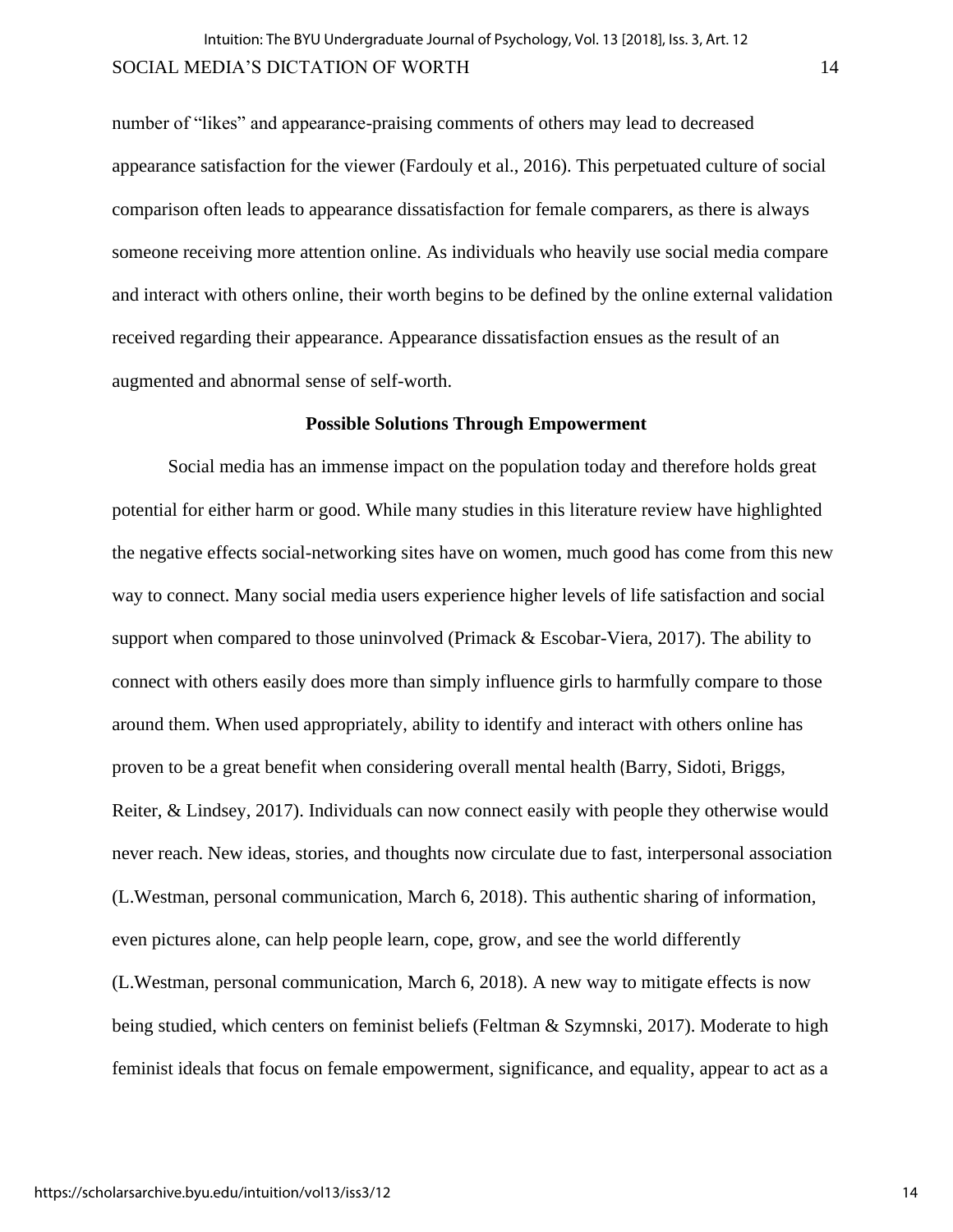number of "likes" and appearance-praising comments of others may lead to decreased appearance satisfaction for the viewer (Fardouly et al., 2016). This perpetuated culture of social comparison often leads to appearance dissatisfaction for female comparers, as there is always someone receiving more attention online. As individuals who heavily use social media compare and interact with others online, their worth begins to be defined by the online external validation received regarding their appearance. Appearance dissatisfaction ensues as the result of an augmented and abnormal sense of self-worth.

## Possible Solutions Through Empowerment

Social media has an immense impact on the population today and therefore holds great potential for either harm or good. While many studies in this literature review have highlighted the negative effects social-networking sites have on women, much good has come from this new way to connect. Many social media users experience higher levels of life satisfaction and social support when compared to those uninvolved (Primack & Escobar-Viera, 2017). The ability to connect with others easily does more than simply influence girls to harmfully compare to those around them. When used appropriately, ability to identify and interact with others online has proven to be a great benefit when considering overall mental health (Barry, Sidoti, Briggs, Reiter, & Lindsey, 2017). Individuals can now connect easily with people they otherwise would never reach. New ideas, stories, and thoughts now circulate due to fast, interpersonal association (L.Westman, personal communication, March 6, 2018). This authentic sharing of information, even pictures alone, can help people learn, cope, grow, and see the world differently (L.Westman, personal communication, March 6, 2018). A new way to mitigate effects is now being studied, which centers on feminist beliefs (Feltman & Szymnski, 2017). Moderate to high feminist ideals that focus on female empowerment, significance, and equality, appear to act as a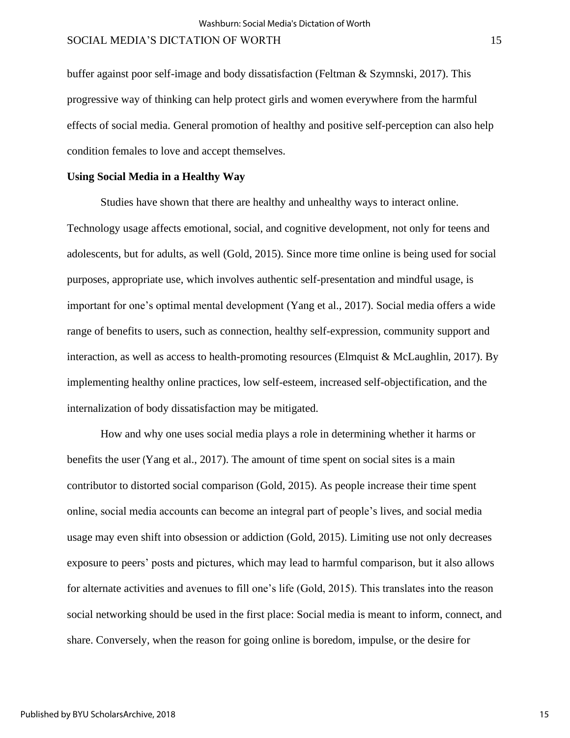buffer against poor self-image and body dissatisfaction (Feltman & Szymnski, 2017). This progressive way of thinking can help protect girls and women everywhere from the harmful effects of social media. General promotion of healthy and positive self-perception can also help condition females to love and accept themselves.

**Using Social Media in a Healthy Way**

Studies have shown that there are healthy and unhealthy ways to interact online. Technology usage affects emotional, social, and cognitive development, not only for teens and adolescents, but for adults, as well (Gold, 2015). Since more time online is being used for social purposes, appropriate use, which involves authentic self-presentation and mindful usage, is important for one's optimal mental development (Yang et al., 2017). Social media offers a wide range of benefits to users, such as connection, healthy self-expression, community support and interaction, as well as access to health-promoting resources (Elmquist & McLaughlin, 2017). By implementing healthy online practices, low self-esteem, increased self-objectification, and the internalization of body dissatisfaction may be mitigated.

How and why one uses social media plays a role in determining whether it harms or benefits the user (Yang et al., 2017). The amount of time spent on social sites is a main contributor to distorted social comparison (Gold, 2015). As people increase their time spent online, social media accounts can become an integral part of people's lives, and social media usage may even shift into obsession or addiction (Gold, 2015). Limiting use not only decreases exposure to peers' posts and pictures, which may lead to harmful comparison, but it also allows for alternate activities and avenues to fill one's life (Gold, 2015). This translates into the reason social networking should be used in the first place: Social media is meant to inform, connect, and share. Conversely, when the reason for going online is boredom, impulse, or the desire for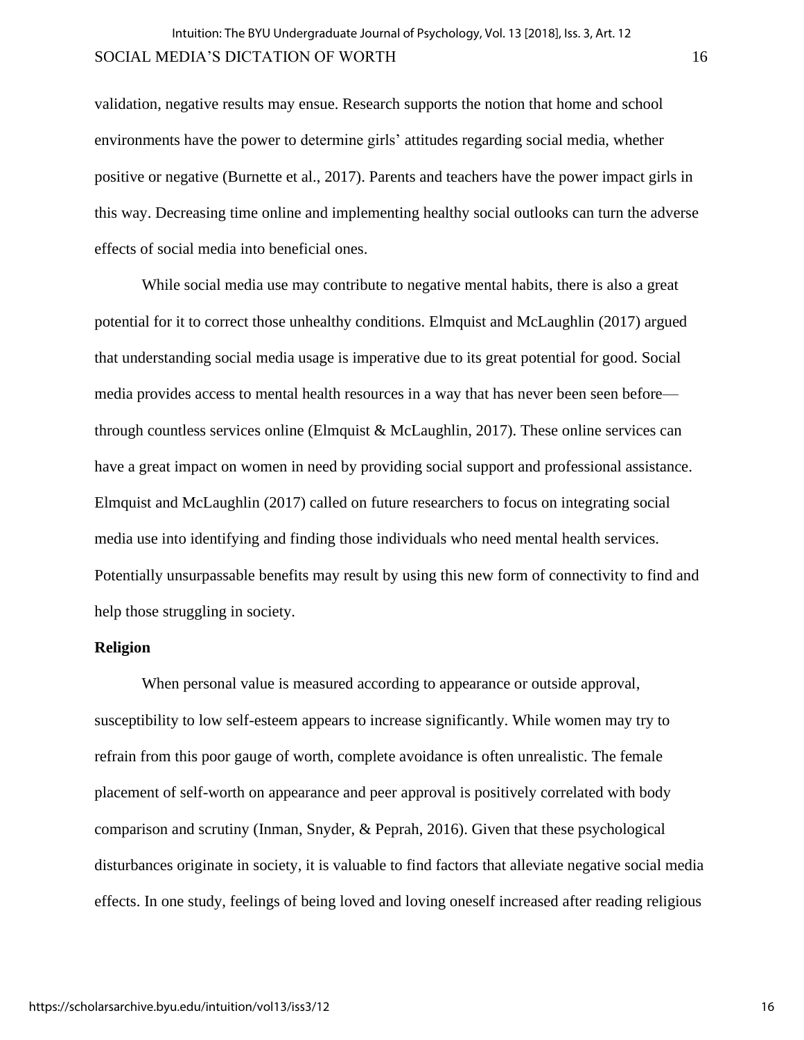validation, negative results may ensue. Research supports the notion that home and school environments have the power to determine girls' attitudes regarding social media, whether positive or negative (Burnette et al., 2017). Parents and teachers have the power impact girls in this way. Decreasing time online and implementing healthy social outlooks can turn the adverse effects of social media into beneficial ones.

While social media use may contribute to negative mental habits, there is also a great potential for it to correct those unhealthy conditions. Elmquist and McLaughlin (2017) argued that understanding social media usage is imperative due to its great potential for good. Social media provides access to mental health resources in a way that has never been seen before—through countless services online (Elmquist & McLaughlin, 2017). These online services can have a great impact on women in need by providing social support and professional assistance. Elmquist and McLaughlin (2017) called on future researchers to focus on integrating social media use into identifying and finding those individuals who need mental health services. Potentially unsurpassable benefits may result by using this new form of connectivity to find and help those struggling in society.

**Religion**

When personal value is measured according to appearance or outside approval, susceptibility to low self-esteem appears to increase significantly. While women may try to refrain from this poor gauge of worth, complete avoidance is often unrealistic. The female placement of self-worth on appearance and peer approval is positively correlated with body comparison and scrutiny (Inman, Snyder, & Peprah, 2016). Given that these psychological disturbances originate in society, it is valuable to find factors that alleviate negative social media effects. In one study, feelings of being loved and loving oneself increased after reading religious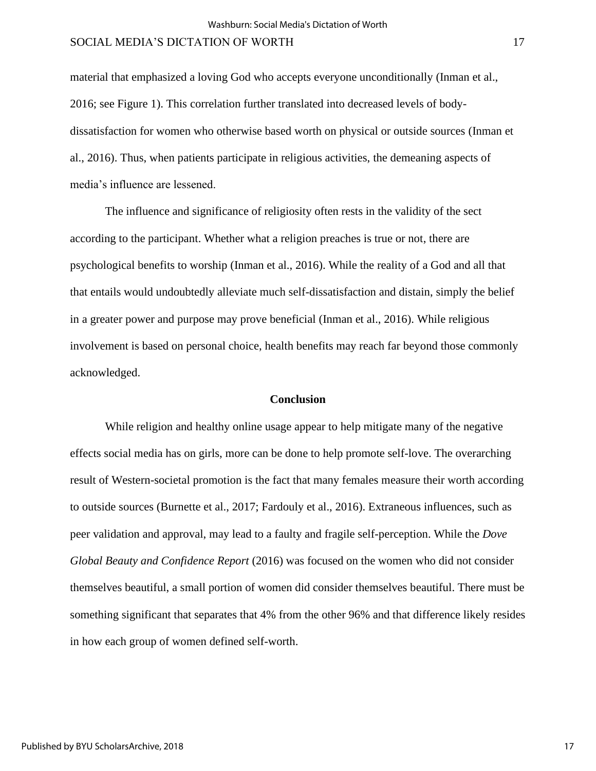material that emphasized a loving God who accepts everyone unconditionally (Inman et al., 2016; see Figure 1). This correlation further translated into decreased levels of body-dissatisfaction for women who otherwise based worth on physical or outside sources (Inman et al., 2016). Thus, when patients participate in religious activities, the demeaning aspects of media's influence are lessened.

The influence and significance of religiosity often rests in the validity of the sect according to the participant. Whether what a religion preaches is true or not, there are psychological benefits to worship (Inman et al., 2016). While the reality of a God and all that that entails would undoubtedly alleviate much self-dissatisfaction and distain, simply the belief in a greater power and purpose may prove beneficial (Inman et al., 2016). While religious involvement is based on personal choice, health benefits may reach far beyond those commonly acknowledged.

## Conclusion

While religion and healthy online usage appear to help mitigate many of the negative effects social media has on girls, more can be done to help promote self-love. The overarching result of Western-societal promotion is the fact that many females measure their worth according to outside sources (Burnette et al., 2017; Fardouly et al., 2016). Extraneous influences, such as peer validation and approval, may lead to a faulty and fragile self-perception. While the *Dove Global Beauty and Confidence Report* (2016) was focused on the women who did not consider themselves beautiful, a small portion of women did consider themselves beautiful. There must be something significant that separates that 4% from the other 96% and that difference likely resides in how each group of women defined self-worth.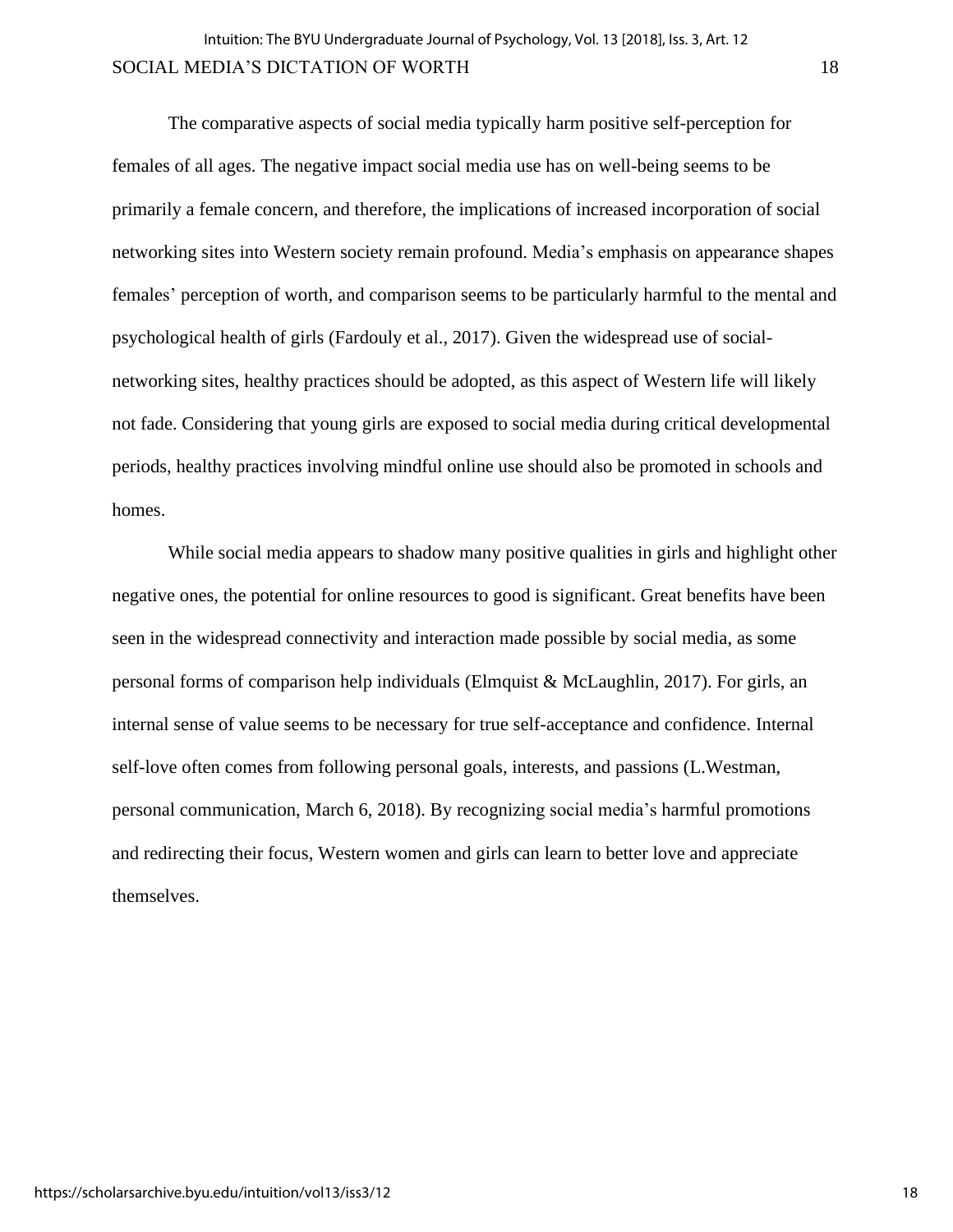The comparative aspects of social media typically harm positive self-perception for females of all ages. The negative impact social media use has on well-being seems to be primarily a female concern, and therefore, the implications of increased incorporation of social networking sites into Western society remain profound. Media's emphasis on appearance shapes females' perception of worth, and comparison seems to be particularly harmful to the mental and psychological health of girls (Fardouly et al., 2017). Given the widespread use of social-networking sites, healthy practices should be adopted, as this aspect of Western life will likely not fade. Considering that young girls are exposed to social media during critical developmental periods, healthy practices involving mindful online use should also be promoted in schools and homes.

While social media appears to shadow many positive qualities in girls and highlight other negative ones, the potential for online resources to good is significant. Great benefits have been seen in the widespread connectivity and interaction made possible by social media, as some personal forms of comparison help individuals (Elmquist & McLaughlin, 2017). For girls, an internal sense of value seems to be necessary for true self-acceptance and confidence. Internal self-love often comes from following personal goals, interests, and passions (L.Westman, personal communication, March 6, 2018). By recognizing social media's harmful promotions and redirecting their focus, Western women and girls can learn to better love and appreciate themselves.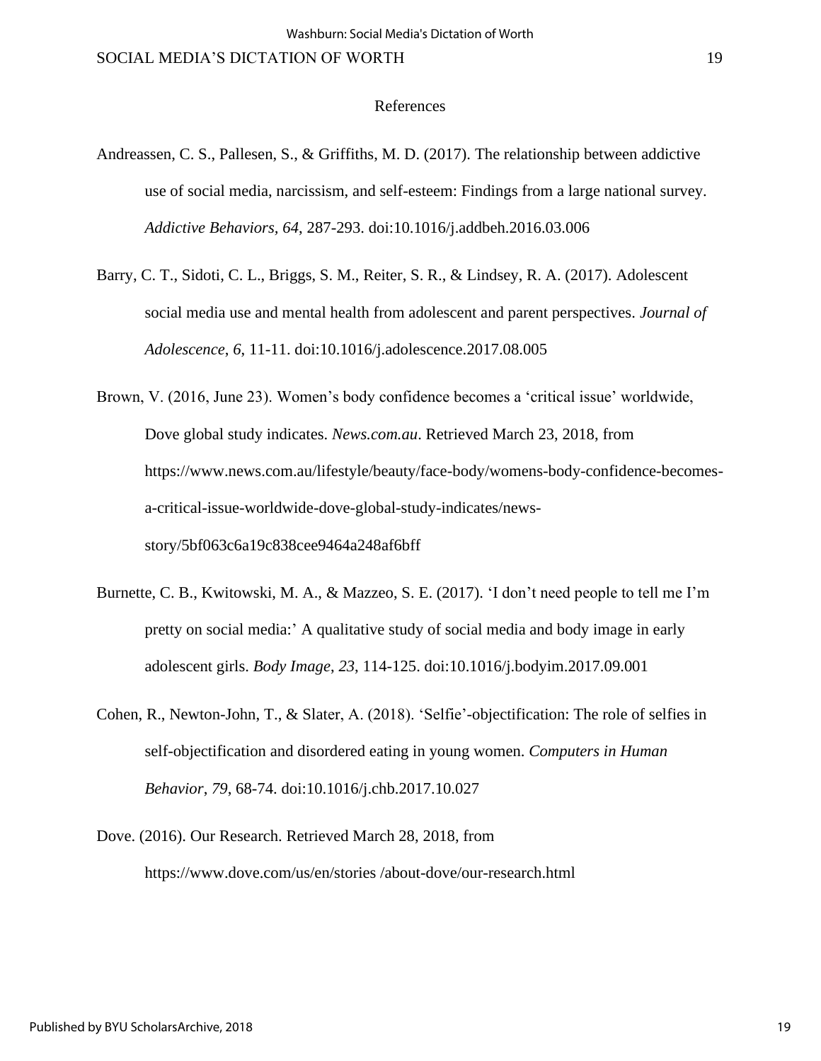# References

Andreassen, C. S., Pallesen, S., & Griffiths, M. D. (2017). The relationship between addictive use of social media, narcissism, and self-esteem: Findings from a large national survey. *Addictive Behaviors*, *64*, 287-293. doi:10.1016/j.addbeh.2016.03.006

Barry, C. T., Sidoti, C. L., Briggs, S. M., Reiter, S. R., & Lindsey, R. A. (2017). Adolescent social media use and mental health from adolescent and parent perspectives. *Journal of Adolescence*, *6*, 11-11. doi:10.1016/j.adolescence.2017.08.005

Brown, V. (2016, June 23). Women's body confidence becomes a 'critical issue' worldwide, Dove global study indicates. *News.com.au*. Retrieved March 23, 2018, from https://www.news.com.au/lifestyle/beauty/face-body/womens-body-confidence-becomes-a-critical-issue-worldwide-dove-global-study-indicates/news-story/5bf063c6a19c838cee9464a248af6bff

Burnette, C. B., Kwitowski, M. A., & Mazzeo, S. E. (2017). 'I don't need people to tell me I'm pretty on social media:' A qualitative study of social media and body image in early adolescent girls. *Body Image*, *23*, 114-125. doi:10.1016/j.bodyim.2017.09.001

Cohen, R., Newton-John, T., & Slater, A. (2018). 'Selfie'-objectification: The role of selfies in self-objectification and disordered eating in young women. *Computers in Human Behavior*, *79*, 68-74. doi:10.1016/j.chb.2017.10.027

Dove. (2016). Our Research. Retrieved March 28, 2018, from https://www.dove.com/us/en/stories /about-dove/our-research.html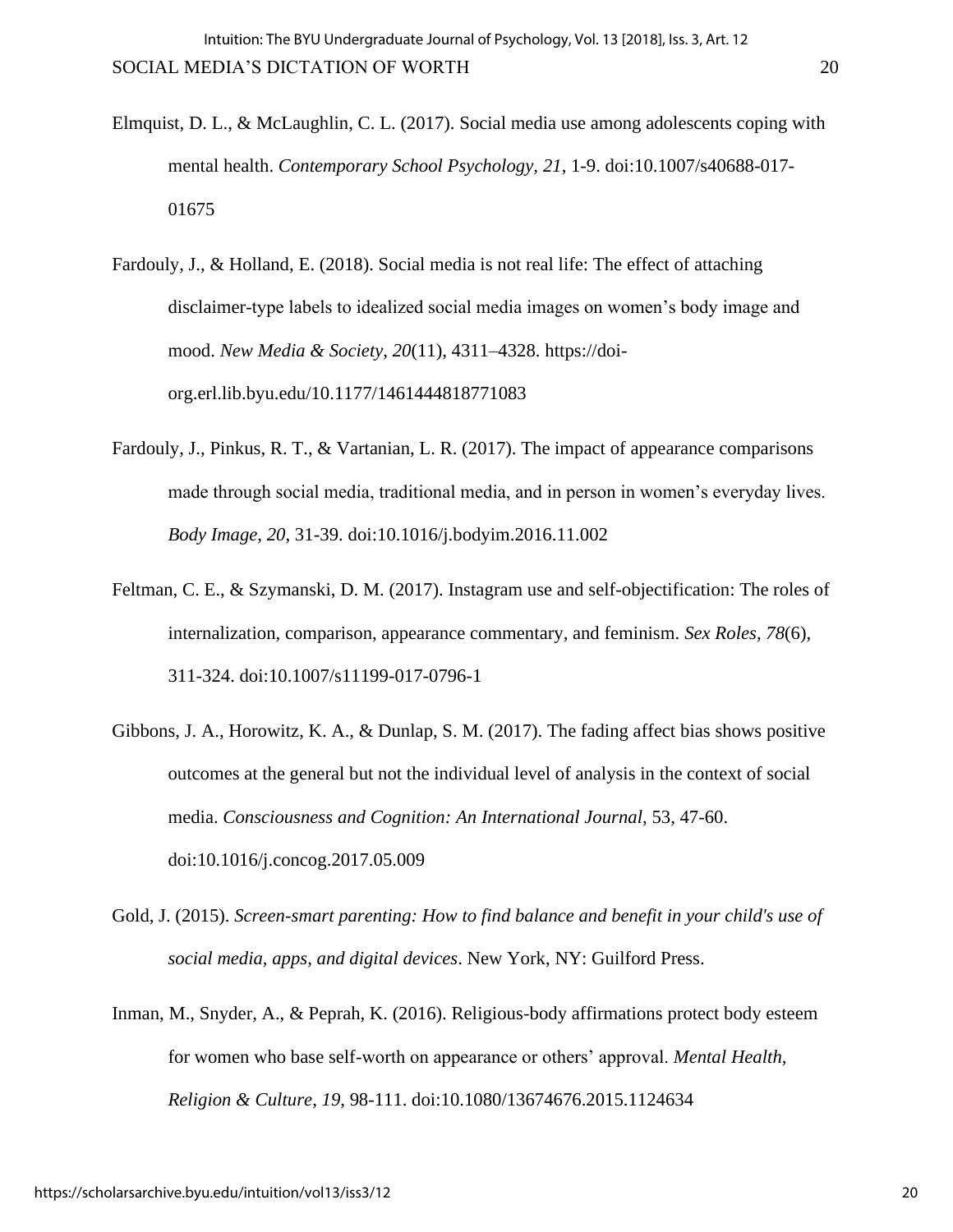Elmquist, D. L., & McLaughlin, C. L. (2017). Social media use among adolescents coping with mental health. *Contemporary School Psychology, 21*, 1-9. doi:10.1007/s40688-017-01675

Fardouly, J., & Holland, E. (2018). Social media is not real life: The effect of attaching disclaimer-type labels to idealized social media images on women's body image and mood. *New Media & Society*, *20*(11), 4311–4328. https://doi-org.erl.lib.byu.edu/10.1177/1461444818771083

Fardouly, J., Pinkus, R. T., & Vartanian, L. R. (2017). The impact of appearance comparisons made through social media, traditional media, and in person in women's everyday lives. *Body Image*, *20*, 31-39. doi:10.1016/j.bodyim.2016.11.002

Feltman, C. E., & Szymanski, D. M. (2017). Instagram use and self-objectification: The roles of internalization, comparison, appearance commentary, and feminism. *Sex Roles*, *78*(6), 311-324. doi:10.1007/s11199-017-0796-1

Gibbons, J. A., Horowitz, K. A., & Dunlap, S. M. (2017). The fading affect bias shows positive outcomes at the general but not the individual level of analysis in the context of social media. *Consciousness and Cognition: An International Journal*, 53, 47-60. doi:10.1016/j.concog.2017.05.009

Gold, J. (2015). *Screen-smart parenting: How to find balance and benefit in your child's use of social media, apps, and digital devices*. New York, NY: Guilford Press.

Inman, M., Snyder, A., & Peprah, K. (2016). Religious-body affirmations protect body esteem for women who base self-worth on appearance or others' approval. *Mental Health, Religion & Culture*, *19*, 98-111. doi:10.1080/13674676.2015.1124634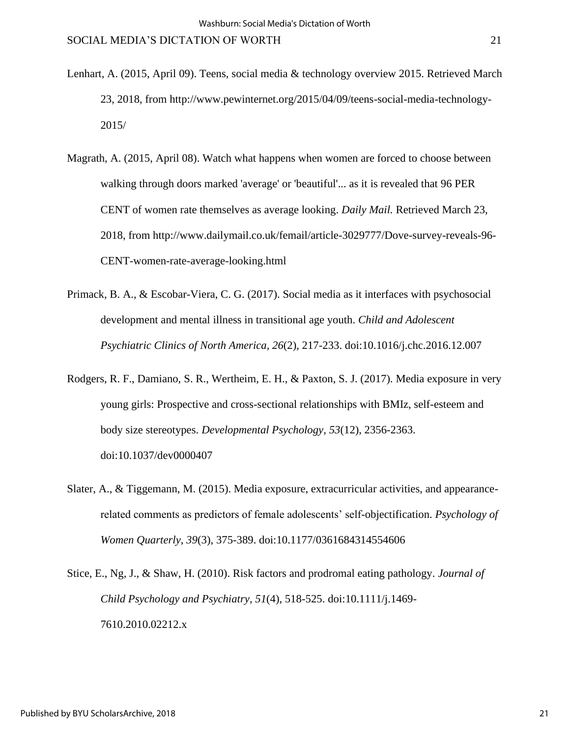Lenhart, A. (2015, April 09). Teens, social media & technology overview 2015. Retrieved March 23, 2018, from http://www.pewinternet.org/2015/04/09/teens-social-media-technology-2015/

Magrath, A. (2015, April 08). Watch what happens when women are forced to choose between walking through doors marked 'average' or 'beautiful'... as it is revealed that 96 PER CENT of women rate themselves as average looking. *Daily Mail.* Retrieved March 23, 2018, from http://www.dailymail.co.uk/femail/article-3029777/Dove-survey-reveals-96-CENT-women-rate-average-looking.html

Primack, B. A., & Escobar-Viera, C. G. (2017). Social media as it interfaces with psychosocial development and mental illness in transitional age youth. *Child and Adolescent Psychiatric Clinics of North America, 26*(2), 217-233. doi:10.1016/j.chc.2016.12.007

Rodgers, R. F., Damiano, S. R., Wertheim, E. H., & Paxton, S. J. (2017). Media exposure in very young girls: Prospective and cross-sectional relationships with BMIz, self-esteem and body size stereotypes. *Developmental Psychology, 53*(12), 2356-2363. doi:10.1037/dev0000407

Slater, A., & Tiggemann, M. (2015). Media exposure, extracurricular activities, and appearance-related comments as predictors of female adolescents' self-objectification. *Psychology of Women Quarterly*, *39*(3), 375-389. doi:10.1177/0361684314554606

Stice, E., Ng, J., & Shaw, H. (2010). Risk factors and prodromal eating pathology. *Journal of Child Psychology and Psychiatry*, *51*(4), 518-525. doi:10.1111/j.1469-7610.2010.02212.x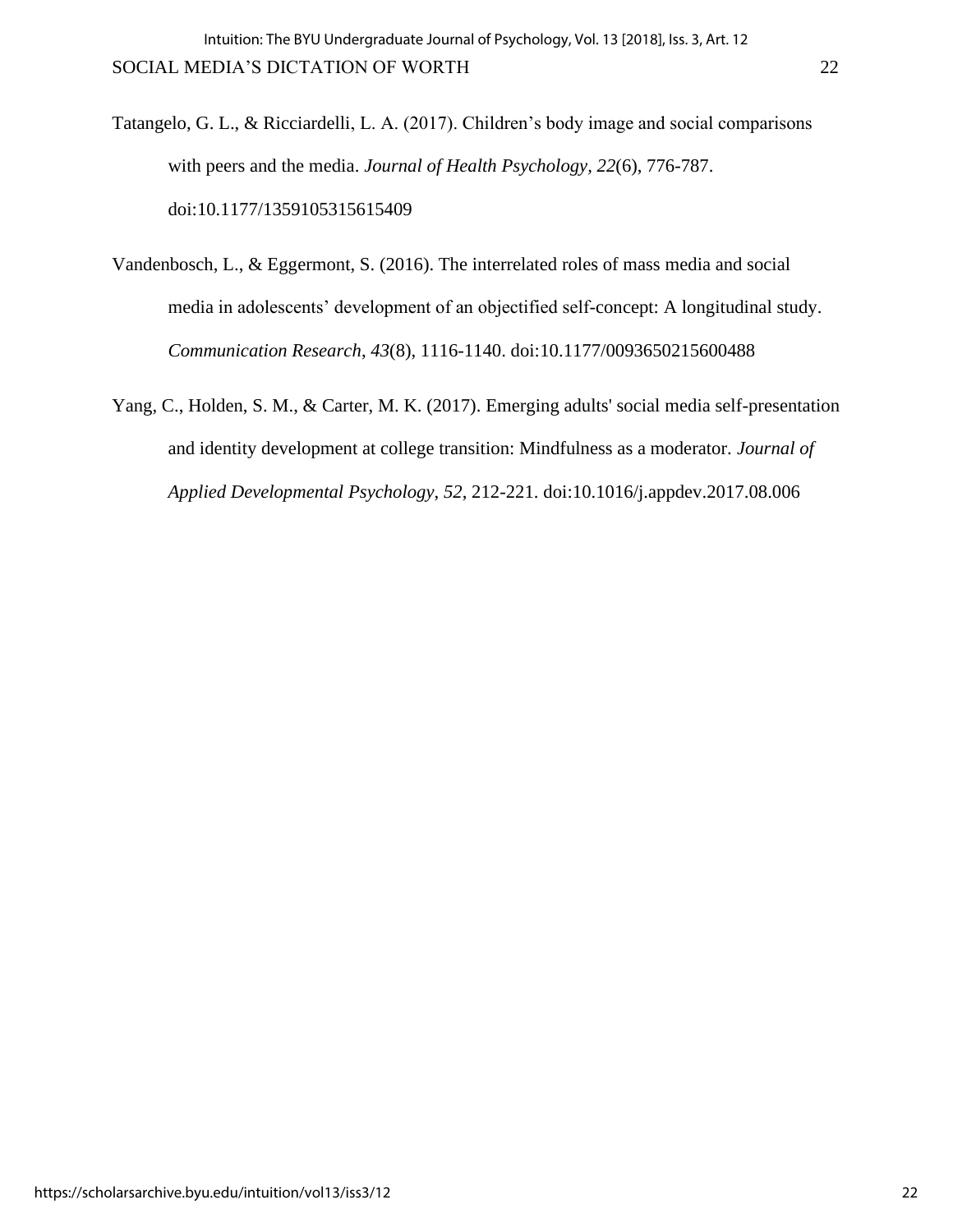Tatangelo, G. L., & Ricciardelli, L. A. (2017). Children's body image and social comparisons with peers and the media. *Journal of Health Psychology, 22*(6), 776-787. doi:10.1177/1359105315615409

Vandenbosch, L., & Eggermont, S. (2016). The interrelated roles of mass media and social media in adolescents' development of an objectified self-concept: A longitudinal study. *Communication Research*, *43*(8), 1116-1140. doi:10.1177/0093650215600488

Yang, C., Holden, S. M., & Carter, M. K. (2017). Emerging adults' social media self-presentation and identity development at college transition: Mindfulness as a moderator. *Journal of Applied Developmental Psychology*, *52*, 212-221. doi:10.1016/j.appdev.2017.08.006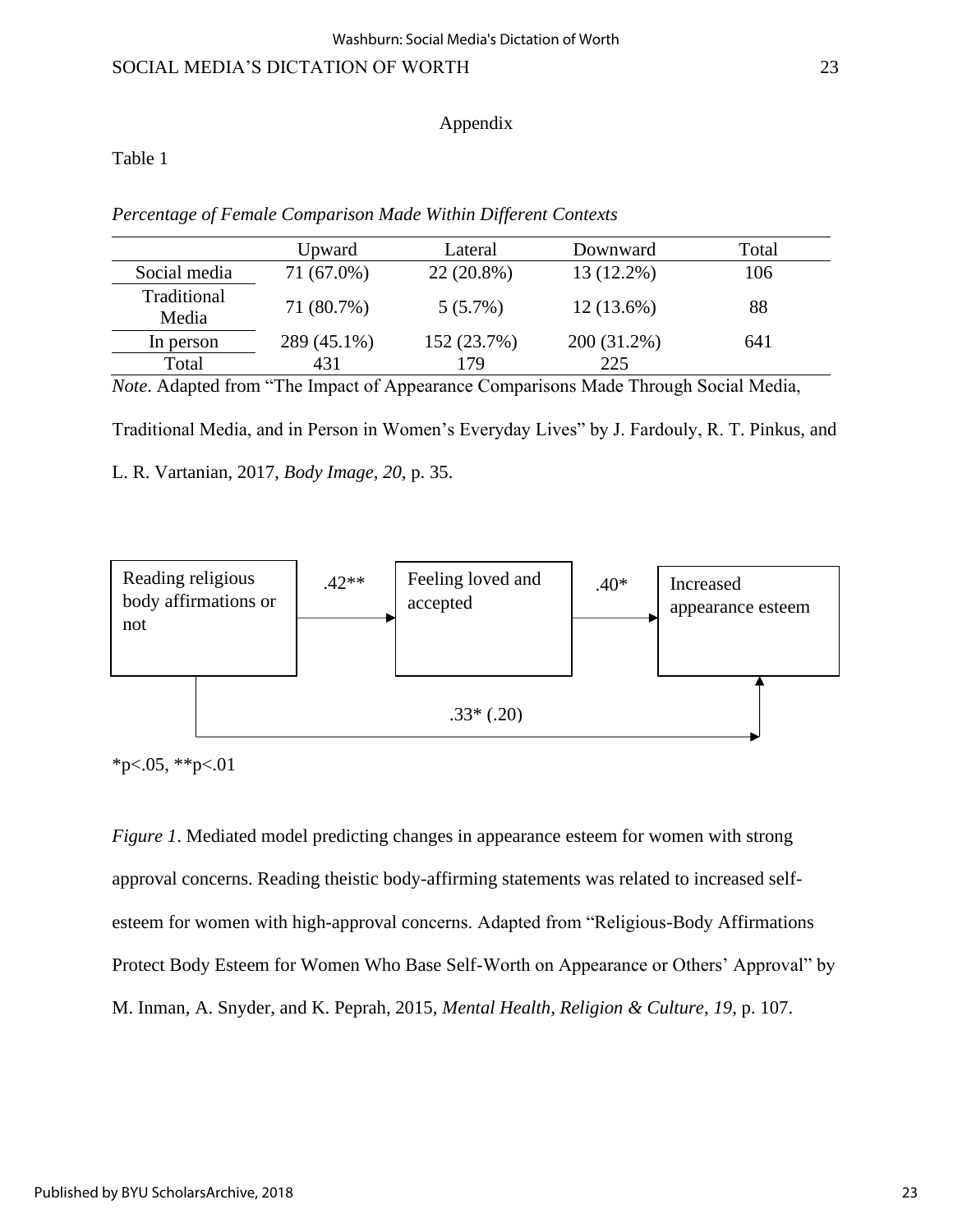## Appendix

Table 1

*Percentage of Female Comparison Made Within Different Contexts*

| | Upward | Lateral | Downward | Total |
|---|---|---|---|---|
| Social media | 71 (67.0%) | 22 (20.8%) | 13 (12.2%) | 106 |
| Traditional Media | 71 (80.7%) | 5 (5.7%) | 12 (13.6%) | 88 |
| In person | 289 (45.1%) | 152 (23.7%) | 200 (31.2%) | 641 |
| Total | 431 | 179 | 225 | |

*Note*. Adapted from "The Impact of Appearance Comparisons Made Through Social Media, Traditional Media, and in Person in Women's Everyday Lives" by J. Fardouly, R. T. Pinkus, and L. R. Vartanian, 2017, *Body Image*, *20*, p. 35.

Reading religious body affirmations or not

.42**

Feeling loved and accepted

.40*

Increased appearance esteem

.33* (.20)

*p<.05, **p<.01

*Figure 1*. Mediated model predicting changes in appearance esteem for women with strong approval concerns. Reading theistic body-affirming statements was related to increased self-esteem for women with high-approval concerns. Adapted from "Religious-Body Affirmations Protect Body Esteem for Women Who Base Self-Worth on Appearance or Others' Approval" by M. Inman, A. Snyder, and K. Peprah, 2015, *Mental Health, Religion & Culture*, *19*, p. 107.